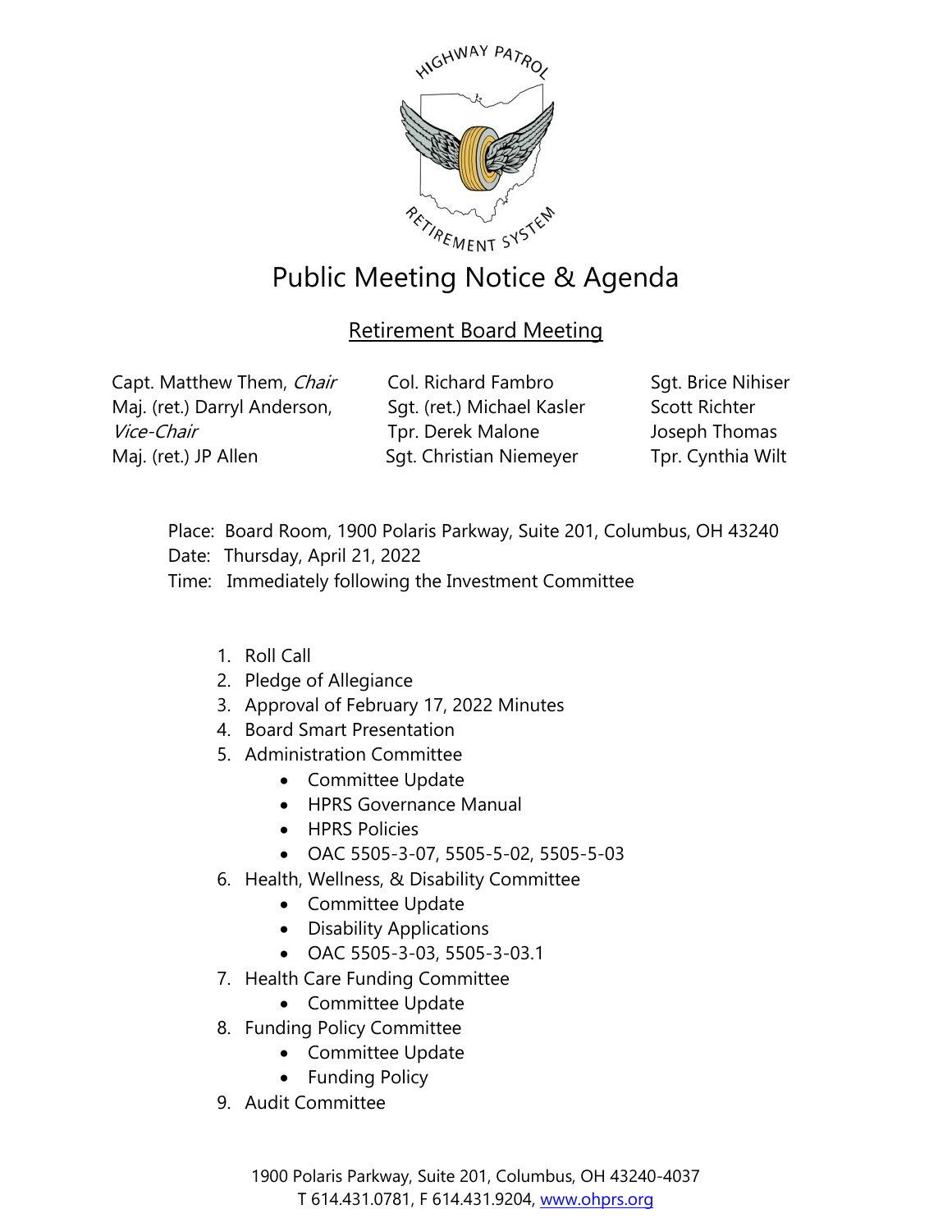# Public Meeting Notice & Agenda

## Retirement Board Meeting

Capt. Matthew Them, *Chair*
Maj. (ret.) Darryl Anderson, *Vice-Chair*
Maj. (ret.) JP Allen
Col. Richard Fambro
Sgt. (ret.) Michael Kasler
Tpr. Derek Malone
Sgt. Christian Niemeyer
Sgt. Brice Nihiser
Scott Richter
Joseph Thomas
Tpr. Cynthia Wilt

Place: Board Room, 1900 Polaris Parkway, Suite 201, Columbus, OH 43240
Date: Thursday, April 21, 2022
Time: Immediately following the Investment Committee

1. Roll Call
2. Pledge of Allegiance
3. Approval of February 17, 2022 Minutes
4. Board Smart Presentation
5. Administration Committee
   - Committee Update
   - HPRS Governance Manual
   - HPRS Policies
   - OAC 5505-3-07, 5505-5-02, 5505-5-03
6. Health, Wellness, & Disability Committee
   - Committee Update
   - Disability Applications
   - OAC 5505-3-03, 5505-3-03.1
7. Health Care Funding Committee
   - Committee Update
8. Funding Policy Committee
   - Committee Update
   - Funding Policy
9. Audit Committee

1900 Polaris Parkway, Suite 201, Columbus, OH 43240-4037
T 614.431.0781, F 614.431.9204, www.ohprs.org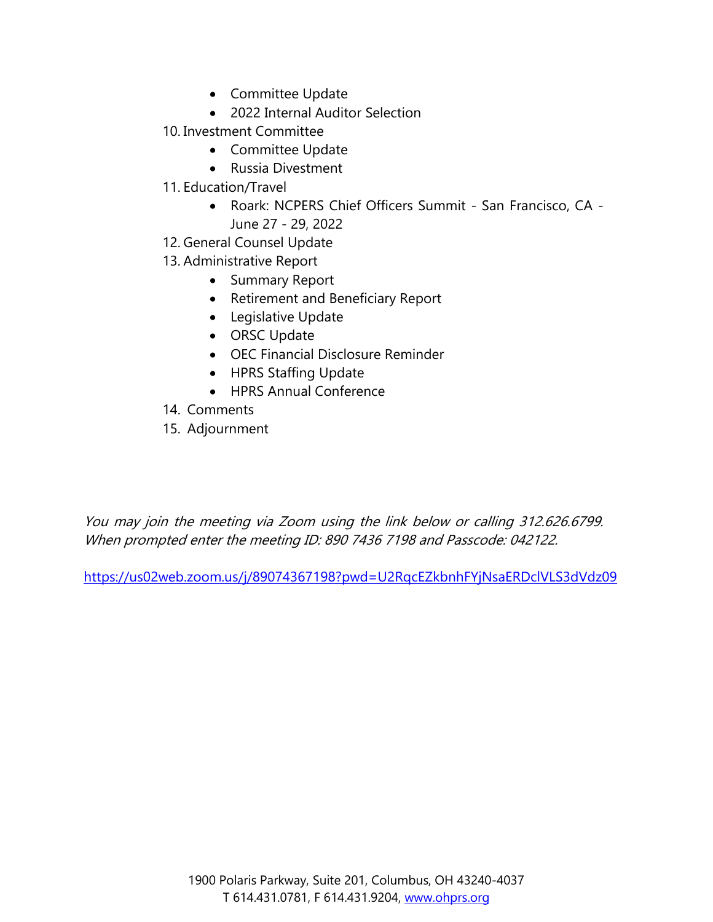- Committee Update
- 2022 Internal Auditor Selection

10. Investment Committee
    - Committee Update
    - Russia Divestment
11. Education/Travel
    - Roark: NCPERS Chief Officers Summit - San Francisco, CA - June 27 - 29, 2022
12. General Counsel Update
13. Administrative Report
    - Summary Report
    - Retirement and Beneficiary Report
    - Legislative Update
    - ORSC Update
    - OEC Financial Disclosure Reminder
    - HPRS Staffing Update
    - HPRS Annual Conference
14. Comments
15. Adjournment

*You may join the meeting via Zoom using the link below or calling 312.626.6799. When prompted enter the meeting ID: 890 7436 7198 and Passcode: 042122.*

[https://us02web.zoom.us/j/89074367198?pwd=U2RqcEZkbnhFYjNsaERDclVLS3dVdz09](https://us02web.zoom.us/j/89074367198?pwd=U2RqcEZkbnhFYjNsaERDclVLS3dVdz09)

1900 Polaris Parkway, Suite 201, Columbus, OH 43240-4037
T 614.431.0781, F 614.431.9204, [www.ohprs.org](http://www.ohprs.org)